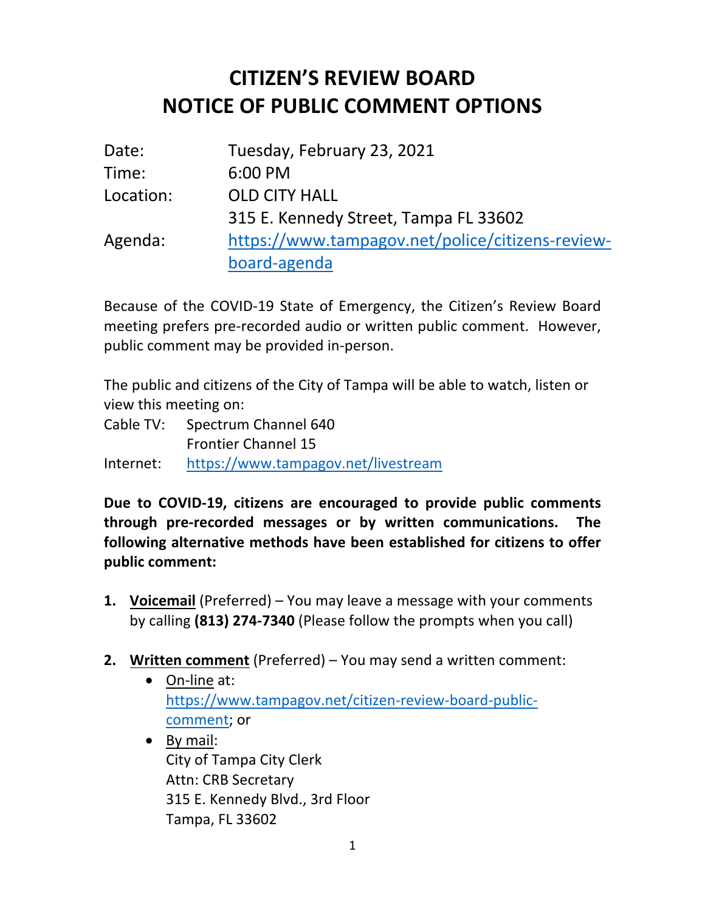# CITIZEN'S REVIEW BOARD
# NOTICE OF PUBLIC COMMENT OPTIONS

| | |
|---|---|
| Date: | Tuesday, February 23, 2021 |
| Time: | 6:00 PM |
| Location: | OLD CITY HALL<br>315 E. Kennedy Street, Tampa FL 33602 |
| Agenda: | https://www.tampagov.net/police/citizens-review-board-agenda |

Because of the COVID-19 State of Emergency, the Citizen's Review Board meeting prefers pre-recorded audio or written public comment. However, public comment may be provided in-person.

The public and citizens of the City of Tampa will be able to watch, listen or view this meeting on:

Cable TV: Spectrum Channel 640
Frontier Channel 15

Internet: https://www.tampagov.net/livestream

**Due to COVID-19, citizens are encouraged to provide public comments through pre-recorded messages or by written communications. The following alternative methods have been established for citizens to offer public comment:**

1. **Voicemail** (Preferred) – You may leave a message with your comments by calling **(813) 274-7340** (Please follow the prompts when you call)

2. **Written comment** (Preferred) – You may send a written comment:
   - On-line at: https://www.tampagov.net/citizen-review-board-public-comment; or
   - By mail:
     City of Tampa City Clerk
     Attn: CRB Secretary
     315 E. Kennedy Blvd., 3rd Floor
     Tampa, FL 33602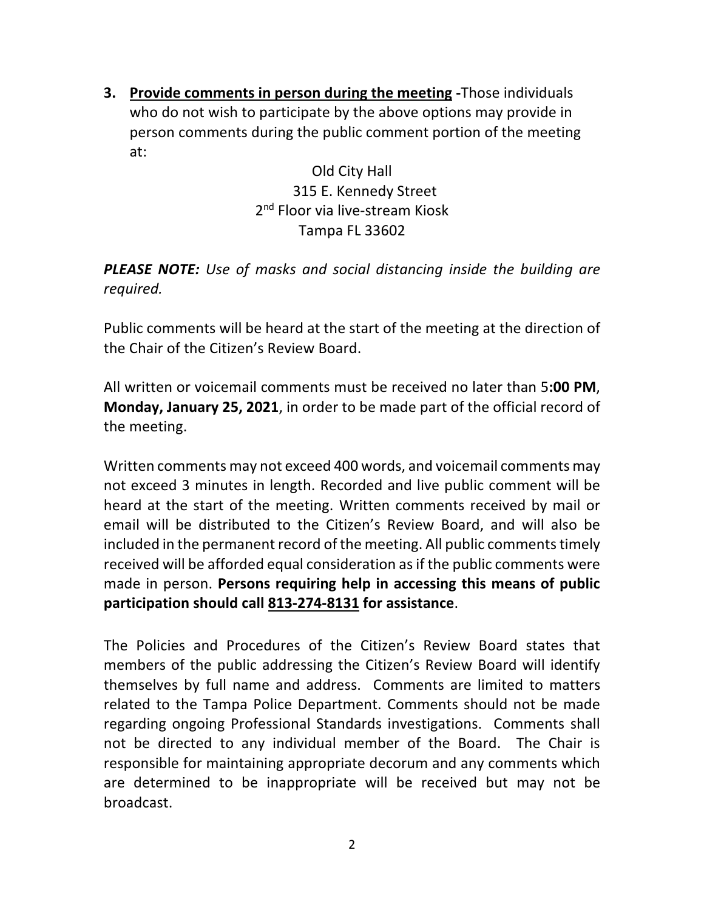3. **Provide comments in person during the meeting** -Those individuals who do not wish to participate by the above options may provide in person comments during the public comment portion of the meeting at:

   Old City Hall
   315 E. Kennedy Street
   2nd Floor via live-stream Kiosk
   Tampa FL 33602

***PLEASE NOTE:*** *Use of masks and social distancing inside the building are required.*

Public comments will be heard at the start of the meeting at the direction of the Chair of the Citizen's Review Board.

All written or voicemail comments must be received no later than 5**:00 PM**, **Monday, January 25, 2021**, in order to be made part of the official record of the meeting.

Written comments may not exceed 400 words, and voicemail comments may not exceed 3 minutes in length. Recorded and live public comment will be heard at the start of the meeting. Written comments received by mail or email will be distributed to the Citizen's Review Board, and will also be included in the permanent record of the meeting. All public comments timely received will be afforded equal consideration as if the public comments were made in person. **Persons requiring help in accessing this means of public participation should call 813-274-8131 for assistance**.

The Policies and Procedures of the Citizen's Review Board states that members of the public addressing the Citizen's Review Board will identify themselves by full name and address. Comments are limited to matters related to the Tampa Police Department. Comments should not be made regarding ongoing Professional Standards investigations. Comments shall not be directed to any individual member of the Board. The Chair is responsible for maintaining appropriate decorum and any comments which are determined to be inappropriate will be received but may not be broadcast.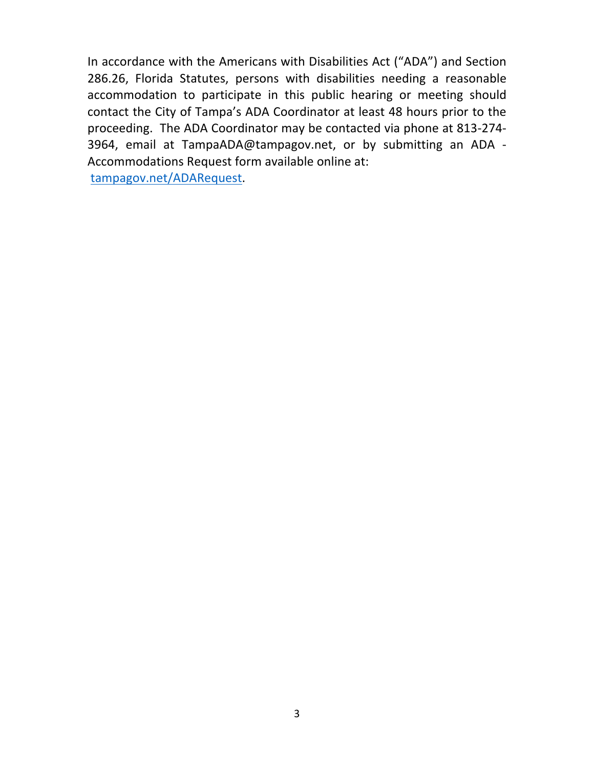In accordance with the Americans with Disabilities Act ("ADA") and Section 286.26, Florida Statutes, persons with disabilities needing a reasonable accommodation to participate in this public hearing or meeting should contact the City of Tampa's ADA Coordinator at least 48 hours prior to the proceeding. The ADA Coordinator may be contacted via phone at 813-274-3964, email at TampaADA@tampagov.net, or by submitting an ADA - Accommodations Request form available online at: [tampagov.net/ADARequest](tampagov.net/ADARequest).